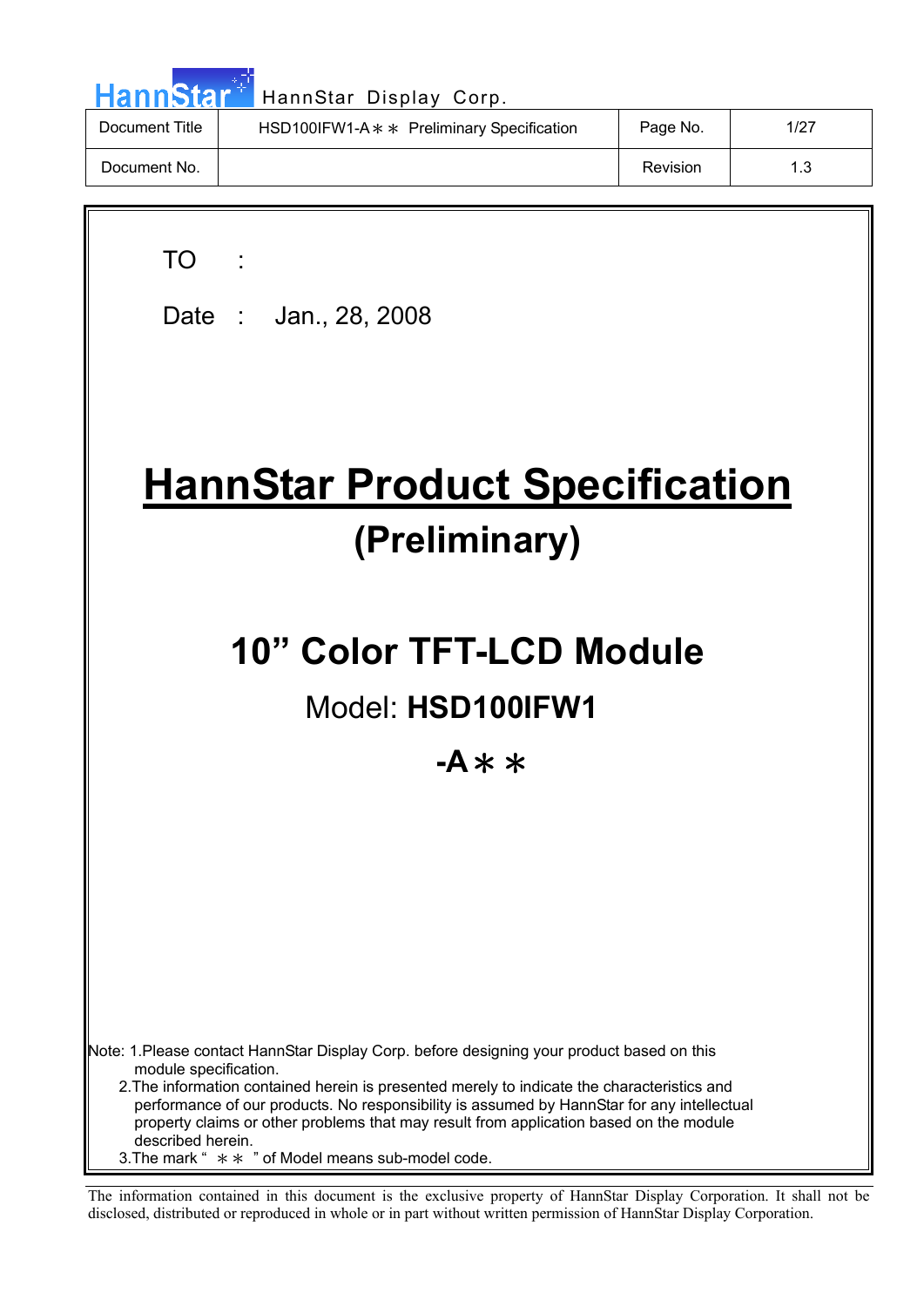HannStar Display Corp.

| Document Title | HSD100IFW1-A∗∗ Preliminary Specification | Page No. | 1/27 |
| --- | --- | --- | --- |
| Document No. | | Revision | 1.3 |

TO :

Date : Jan., 28, 2008

# HannStar Product Specification

## (Preliminary)

## 10” Color TFT-LCD Module

Model: **HSD100IFW1**

**-A∗∗**

Note: 1.Please contact HannStar Display Corp. before designing your product based on this module specification.

2.The information contained herein is presented merely to indicate the characteristics and performance of our products. No responsibility is assumed by HannStar for any intellectual property claims or other problems that may result from application based on the module described herein.

3.The mark “ ∗∗ ” of Model means sub-model code.

The information contained in this document is the exclusive property of HannStar Display Corporation. It shall not be disclosed, distributed or reproduced in whole or in part without written permission of HannStar Display Corporation.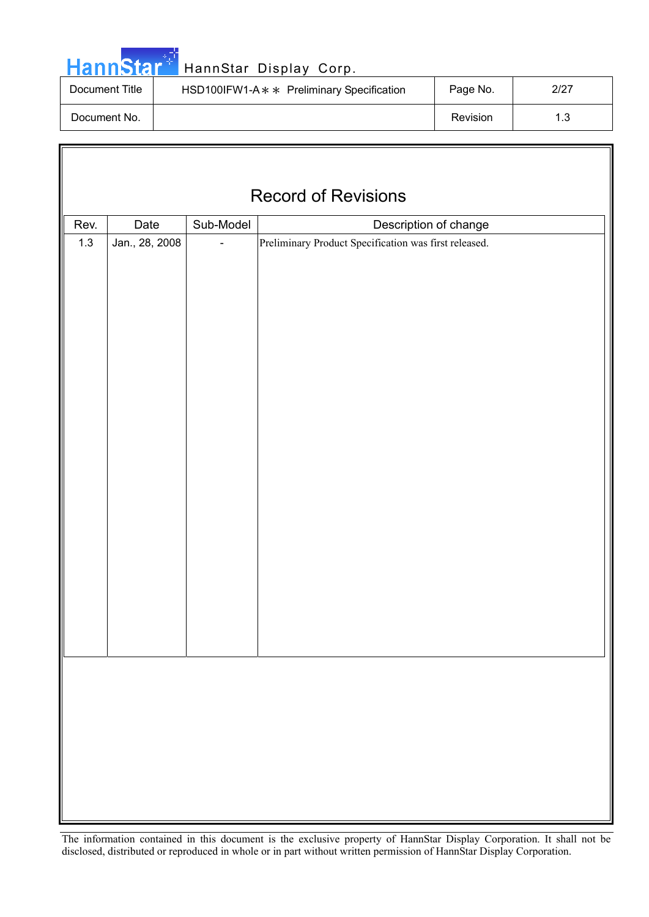# Record of Revisions

| Rev. | Date | Sub-Model | Description of change |
|---|---|---|---|
| 1.3 | Jan., 28, 2008 | - | Preliminary Product Specification was first released. |

The information contained in this document is the exclusive property of HannStar Display Corporation. It shall not be disclosed, distributed or reproduced in whole or in part without written permission of HannStar Display Corporation.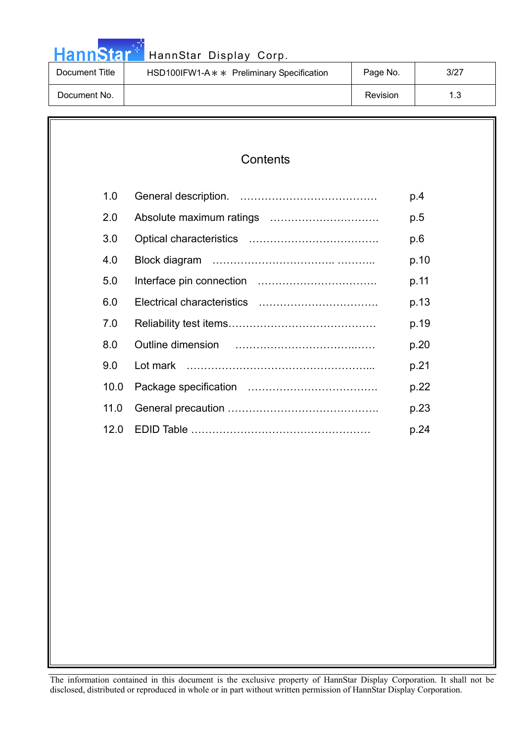# Contents

| | | |
|---|---|---|
| 1.0 | General description. …………………………………… | p.4 |
| 2.0 | Absolute maximum ratings …………………………. | p.5 |
| 3.0 | Optical characteristics ………………………………. | p.6 |
| 4.0 | Block diagram …………………………….. ……….. | p.10 |
| 5.0 | Interface pin connection ……………………………. | p.11 |
| 6.0 | Electrical characteristics ……………………………. | p.13 |
| 7.0 | Reliability test items…………………………………… | p.19 |
| 8.0 | Outline dimension …………………………….…… | p.20 |
| 9.0 | Lot mark ……………………………………………... | p.21 |
| 10.0 | Package specification ………………………………. | p.22 |
| 11.0 | General precaution ……………………………………. | p.23 |
| 12.0 | EDID Table …………………………………………… | p.24 |

The information contained in this document is the exclusive property of HannStar Display Corporation. It shall not be disclosed, distributed or reproduced in whole or in part without written permission of HannStar Display Corporation.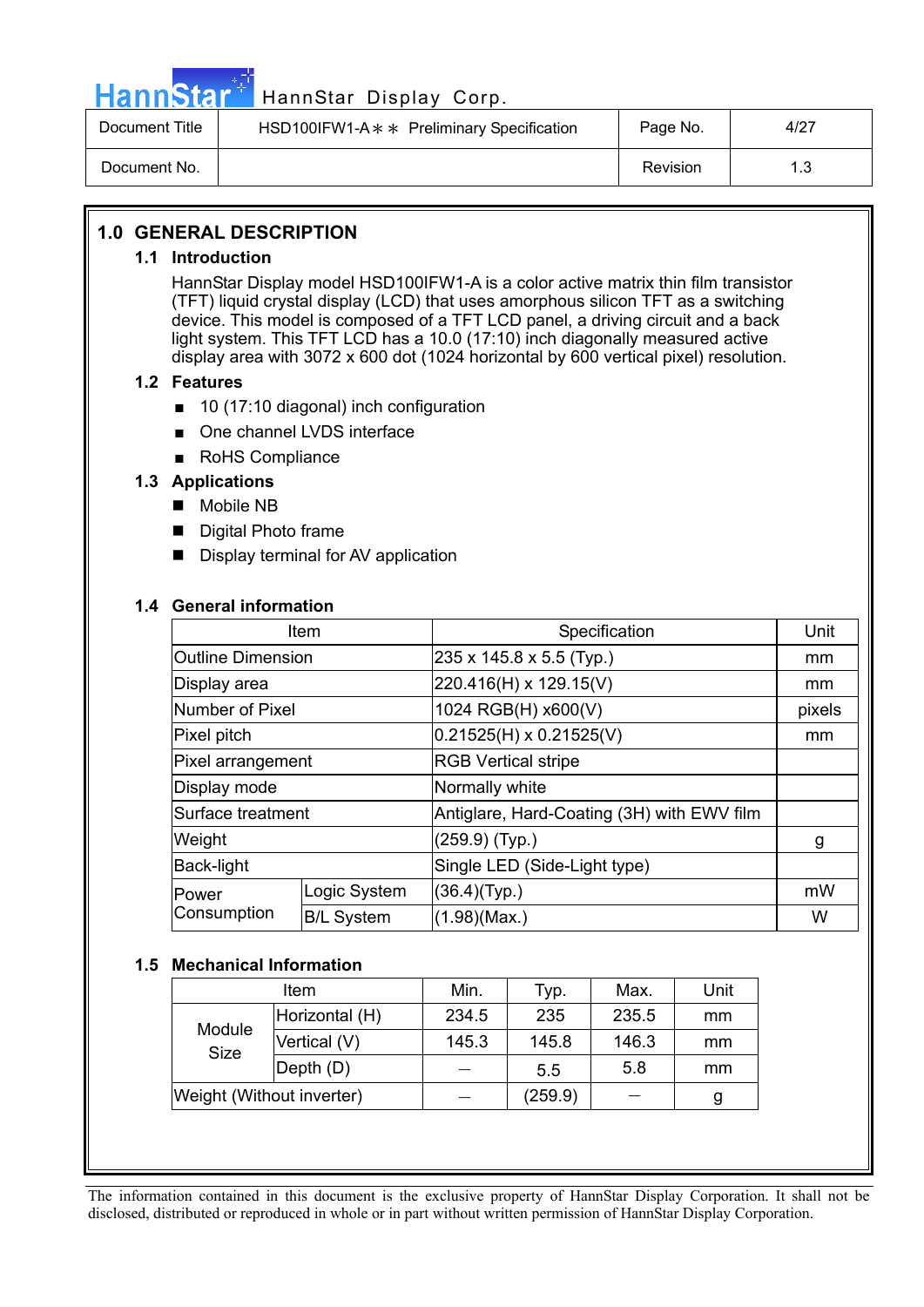## 1.0 GENERAL DESCRIPTION

### 1.1 Introduction

HannStar Display model HSD100IFW1-A is a color active matrix thin film transistor (TFT) liquid crystal display (LCD) that uses amorphous silicon TFT as a switching device. This model is composed of a TFT LCD panel, a driving circuit and a back light system. This TFT LCD has a 10.0 (17:10) inch diagonally measured active display area with 3072 x 600 dot (1024 horizontal by 600 vertical pixel) resolution.

### 1.2 Features

- 10 (17:10 diagonal) inch configuration
- One channel LVDS interface
- RoHS Compliance

### 1.3 Applications

- Mobile NB
- Digital Photo frame
- Display terminal for AV application

### 1.4 General information

| Item | | Specification | Unit |
|---|---|---|---|
| Outline Dimension | | 235 x 145.8 x 5.5 (Typ.) | mm |
| Display area | | 220.416(H) x 129.15(V) | mm |
| Number of Pixel | | 1024 RGB(H) x600(V) | pixels |
| Pixel pitch | | 0.21525(H) x 0.21525(V) | mm |
| Pixel arrangement | | RGB Vertical stripe | |
| Display mode | | Normally white | |
| Surface treatment | | Antiglare, Hard-Coating (3H) with EWV film | |
| Weight | | (259.9) (Typ.) | g |
| Back-light | | Single LED (Side-Light type) | |
| Power Consumption | Logic System | (36.4)(Typ.) | mW |
| | B/L System | (1.98)(Max.) | W |

### 1.5 Mechanical Information

| Item | | Min. | Typ. | Max. | Unit |
|---|---|---|---|---|---|
| Module Size | Horizontal (H) | 234.5 | 235 | 235.5 | mm |
| | Vertical (V) | 145.3 | 145.8 | 146.3 | mm |
| | Depth (D) | – | 5.5 | 5.8 | mm |
| Weight (Without inverter) | | – | (259.9) | – | g |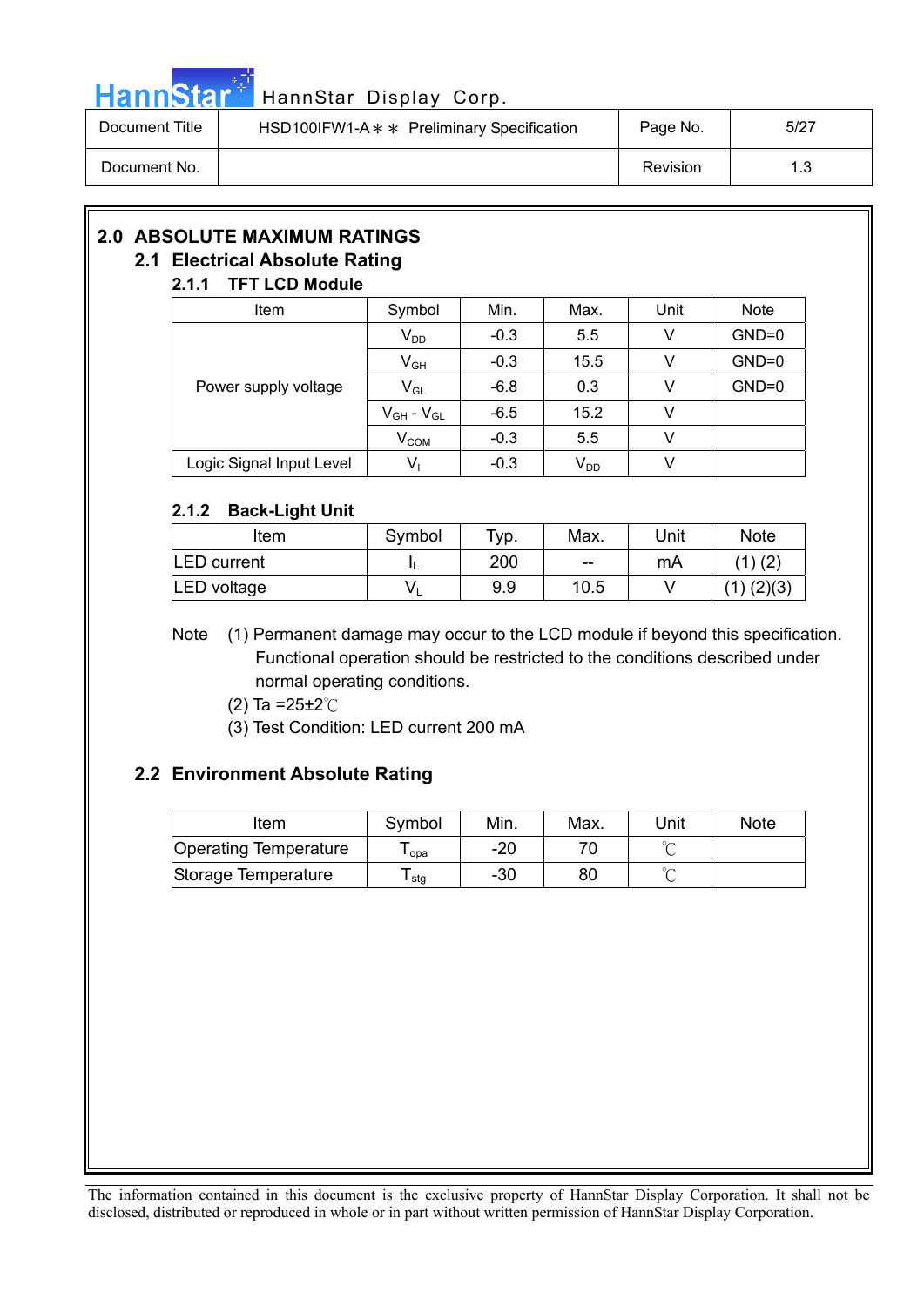## 2.0 ABSOLUTE MAXIMUM RATINGS

### 2.1 Electrical Absolute Rating

#### 2.1.1 TFT LCD Module

| Item | Symbol | Min. | Max. | Unit | Note |
|---|---|---|---|---|---|
| Power supply voltage | $V_{DD}$ | -0.3 | 5.5 | V | GND=0 |
| | $V_{GH}$ | -0.3 | 15.5 | V | GND=0 |
| | $V_{GL}$ | -6.8 | 0.3 | V | GND=0 |
| | $V_{GH}$ - $V_{GL}$ | -6.5 | 15.2 | V | |
| | $V_{COM}$ | -0.3 | 5.5 | V | |
| Logic Signal Input Level | $V_I$ | -0.3 | $V_{DD}$ | V | |

#### 2.1.2 Back-Light Unit

| Item | Symbol | Typ. | Max. | Unit | Note |
|---|---|---|---|---|---|
| LED current | $I_L$ | 200 | -- | mA | (1) (2) |
| LED voltage | $V_L$ | 9.9 | 10.5 | V | (1) (2)(3) |

Note (1) Permanent damage may occur to the LCD module if beyond this specification. Functional operation should be restricted to the conditions described under normal operating conditions.

(2) Ta =25±2℃

(3) Test Condition: LED current 200 mA

### 2.2 Environment Absolute Rating

| Item | Symbol | Min. | Max. | Unit | Note |
|---|---|---|---|---|---|
| Operating Temperature | $T_{opa}$ | -20 | 70 | ℃ | |
| Storage Temperature | $T_{stg}$ | -30 | 80 | ℃ | |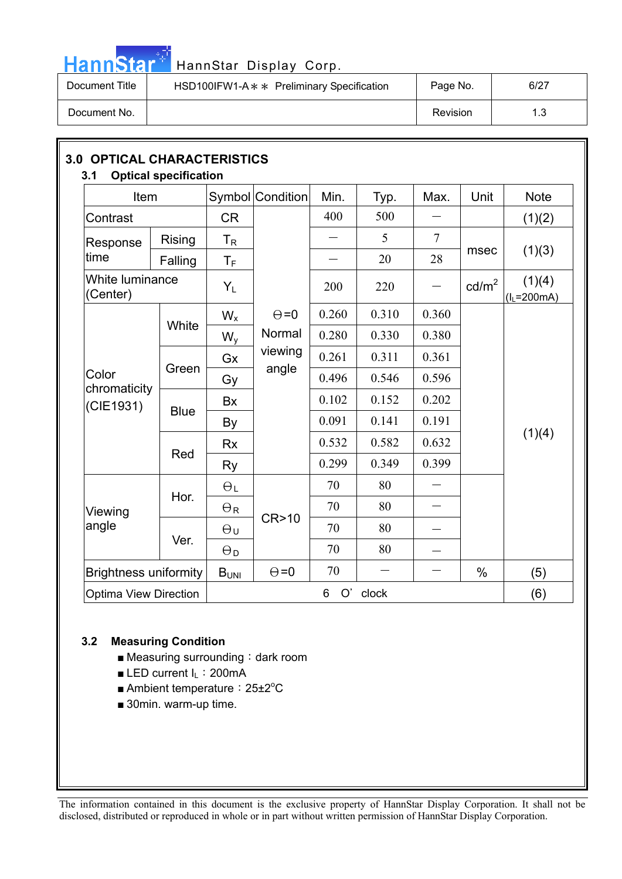## 3.0 OPTICAL CHARACTERISTICS

### 3.1 Optical specification

| Item | | Symbol | Condition | Min. | Typ. | Max. | Unit | Note |
|---|---|---|---|---|---|---|---|---|
| Contrast | | CR | | 400 | 500 | — | | (1)(2) |
| Response time | Rising | $T_R$ | | — | 5 | 7 | msec | (1)(3) |
| | Falling | $T_F$ | | — | 20 | 28 | | |
| White luminance (Center) | | $Y_L$ | | 200 | 220 | — | cd/m$^2$ | (1)(4) ($I_L$=200mA) |
| Color chromaticity (CIE1931) | White | $W_x$ | Θ=0 Normal viewing angle | 0.260 | 0.310 | 0.360 | | (1)(4) |
| | | $W_y$ | | 0.280 | 0.330 | 0.380 | | |
| | Green | Gx | | 0.261 | 0.311 | 0.361 | | |
| | | Gy | | 0.496 | 0.546 | 0.596 | | |
| | Blue | Bx | | 0.102 | 0.152 | 0.202 | | |
| | | By | | 0.091 | 0.141 | 0.191 | | |
| | Red | Rx | | 0.532 | 0.582 | 0.632 | | |
| | | Ry | | 0.299 | 0.349 | 0.399 | | |
| Viewing angle | Hor. | $\Theta_L$ | CR>10 | 70 | 80 | — | | |
| | | $\Theta_R$ | | 70 | 80 | — | | |
| | Ver. | $\Theta_U$ | | 70 | 80 | — | | |
| | | $\Theta_D$ | | 70 | 80 | — | | |
| Brightness uniformity | | $B_{UNI}$ | Θ=0 | 70 | — | — | % | (5) |
| Optima View Direction | | 6 O' clock | | | | | | (6) |

### 3.2 Measuring Condition

- Measuring surrounding：dark room
- LED current $I_L$：200mA
- Ambient temperature：25±2°C
- 30min. warm-up time.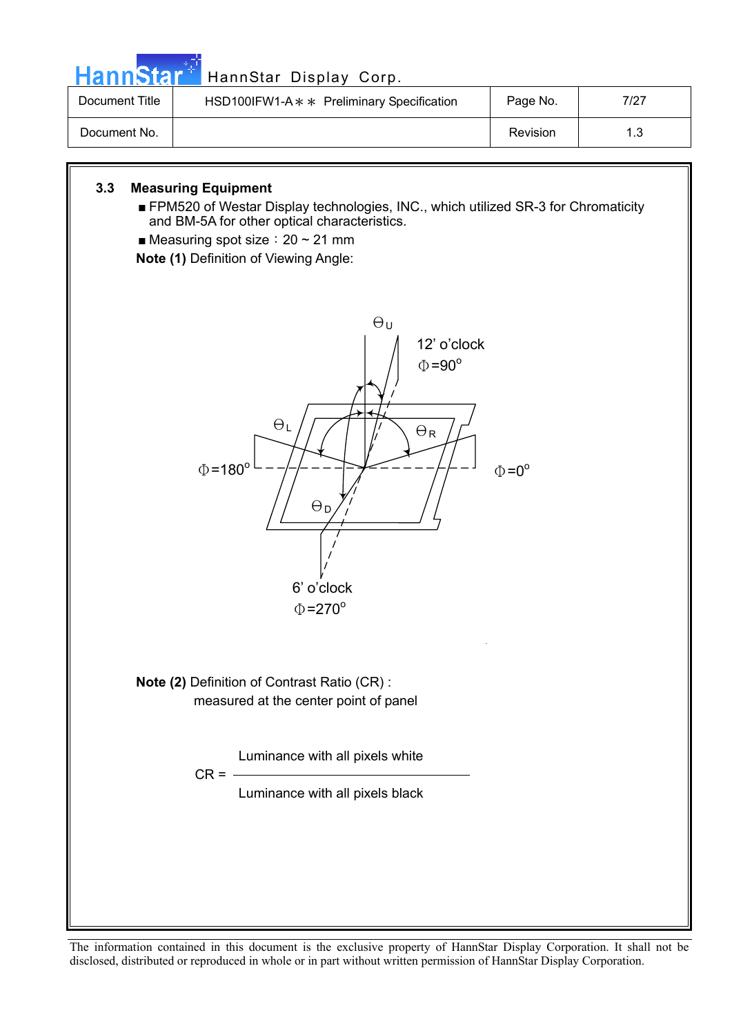### 3.3 Measuring Equipment

- FPM520 of Westar Display technologies, INC., which utilized SR-3 for Chromaticity and BM-5A for other optical characteristics.
- Measuring spot size：20 ~ 21 mm

**Note (1)** Definition of Viewing Angle:

$\Theta_U$

12' o'clock
$\Phi=90^o$

$\Theta_L$ $\Theta_R$

$\Phi=180^o$ $\Phi=0^o$

$\Theta_D$

6' o'clock
$\Phi=270^o$

**Note (2)** Definition of Contrast Ratio (CR) :
measured at the center point of panel

$$CR = \frac{\text{Luminance with all pixels white}}{\text{Luminance with all pixels black}}$$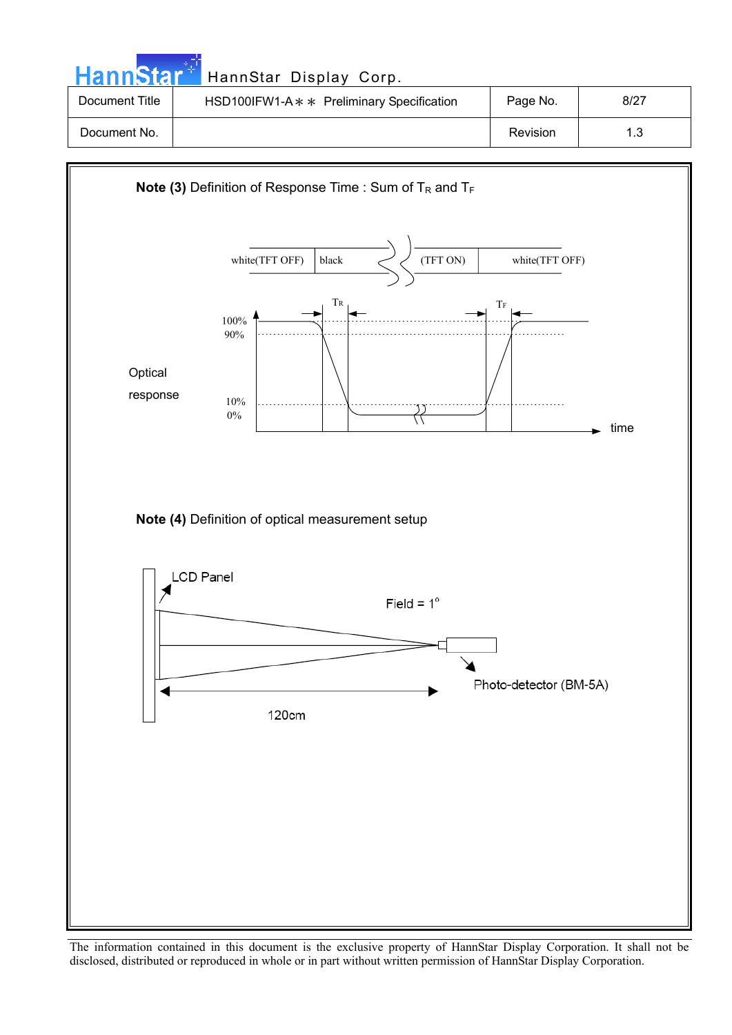**Note (3)** Definition of Response Time : Sum of $T_R$ and $T_F$

white(TFT OFF) | black | (TFT ON) | white(TFT OFF)

Optical response

100%
90%
10%
0%

$T_R$ $T_F$

time

**Note (4)** Definition of optical measurement setup

LCD Panel

Field = 1°

Photo-detector (BM-5A)

120cm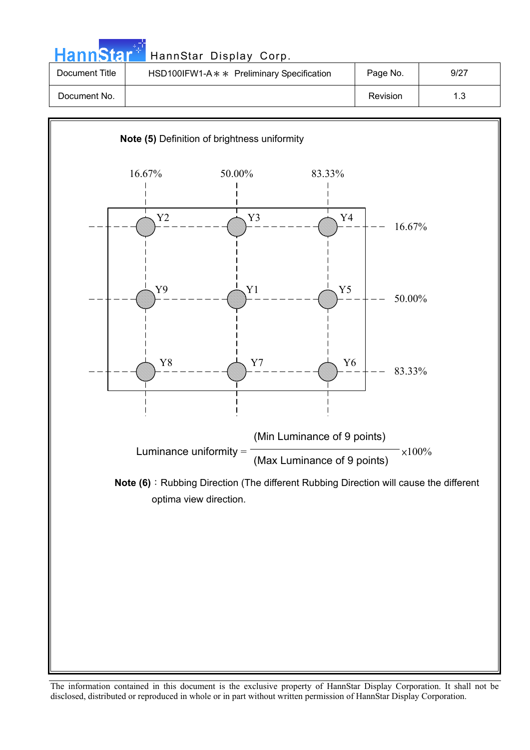**Note (5)** Definition of brightness uniformity

| | 16.67% | 50.00% | 83.33% |
|---|---|---|---|
| 16.67% | Y2 | Y3 | Y4 |
| 50.00% | Y9 | Y1 | Y5 |
| 83.33% | Y8 | Y7 | Y6 |

$$\text{Luminance uniformity} = \frac{\text{(Min Luminance of 9 points)}}{\text{(Max Luminance of 9 points)}} \times 100\%$$

**Note (6)**：Rubbing Direction (The different Rubbing Direction will cause the different optima view direction.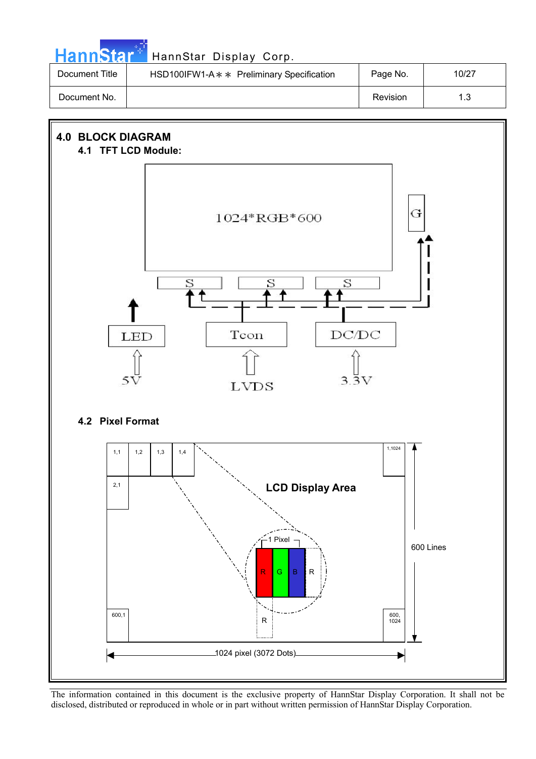## 4.0 BLOCK DIAGRAM

### 4.1 TFT LCD Module:

1024*RGB*600

G

S S S

LED Tcon DC/DC

5V LVDS 3.3V

### 4.2 Pixel Format

1,1 1,2 1,3 1,4 1,1024

2,1

LCD Display Area

1 Pixel

R G B R

R

600,1 600, 1024

600 Lines

1024 pixel (3072 Dots)

The information contained in this document is the exclusive property of HannStar Display Corporation. It shall not be disclosed, distributed or reproduced in whole or in part without written permission of HannStar Display Corporation.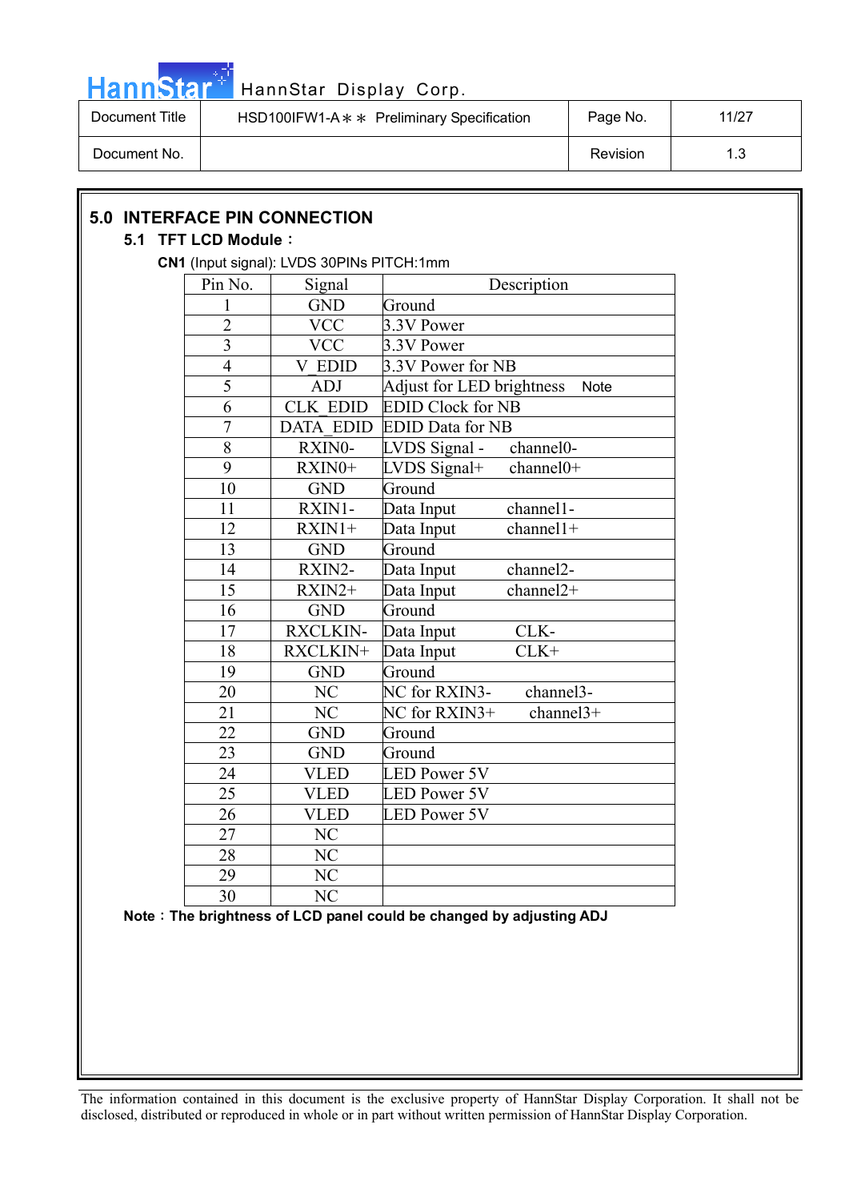## 5.0 INTERFACE PIN CONNECTION

### 5.1 TFT LCD Module：

**CN1** (Input signal): LVDS 30PINs PITCH:1mm

| Pin No. | Signal | Description |
|---|---|---|
| 1 | GND | Ground |
| 2 | VCC | 3.3V Power |
| 3 | VCC | 3.3V Power |
| 4 | V_EDID | 3.3V Power for NB |
| 5 | ADJ | Adjust for LED brightness Note |
| 6 | CLK_EDID | EDID Clock for NB |
| 7 | DATA_EDID | EDID Data for NB |
| 8 | RXIN0- | LVDS Signal - channel0- |
| 9 | RXIN0+ | LVDS Signal+ channel0+ |
| 10 | GND | Ground |
| 11 | RXIN1- | Data Input channel1- |
| 12 | RXIN1+ | Data Input channel1+ |
| 13 | GND | Ground |
| 14 | RXIN2- | Data Input channel2- |
| 15 | RXIN2+ | Data Input channel2+ |
| 16 | GND | Ground |
| 17 | RXCLKIN- | Data Input CLK- |
| 18 | RXCLKIN+ | Data Input CLK+ |
| 19 | GND | Ground |
| 20 | NC | NC for RXIN3- channel3- |
| 21 | NC | NC for RXIN3+ channel3+ |
| 22 | GND | Ground |
| 23 | GND | Ground |
| 24 | VLED | LED Power 5V |
| 25 | VLED | LED Power 5V |
| 26 | VLED | LED Power 5V |
| 27 | NC | |
| 28 | NC | |
| 29 | NC | |
| 30 | NC | |

**Note：The brightness of LCD panel could be changed by adjusting ADJ**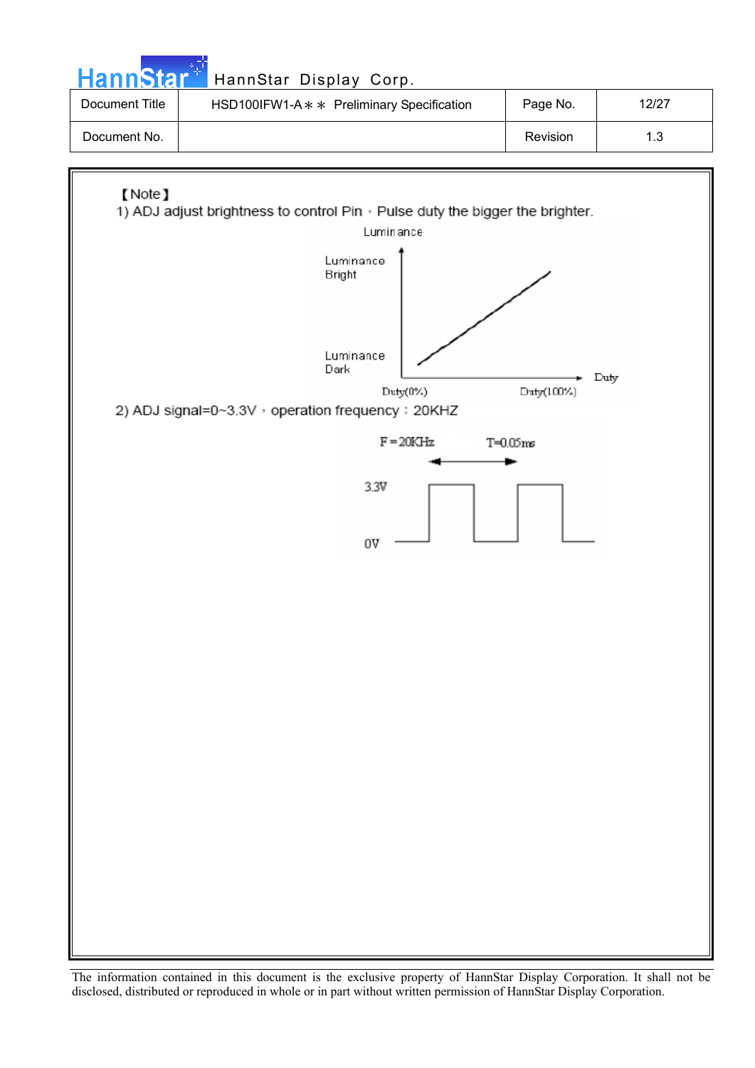【Note】

1) ADJ adjust brightness to control Pin，Pulse duty the bigger the brighter.

Luminance

Luminance Bright

Luminance Dark

Duty

Duty(0%)

Duty(100%)

2) ADJ signal=0~3.3V，operation frequency：20KHZ

F＝20KHz

T=0.05ms

3.3V

0V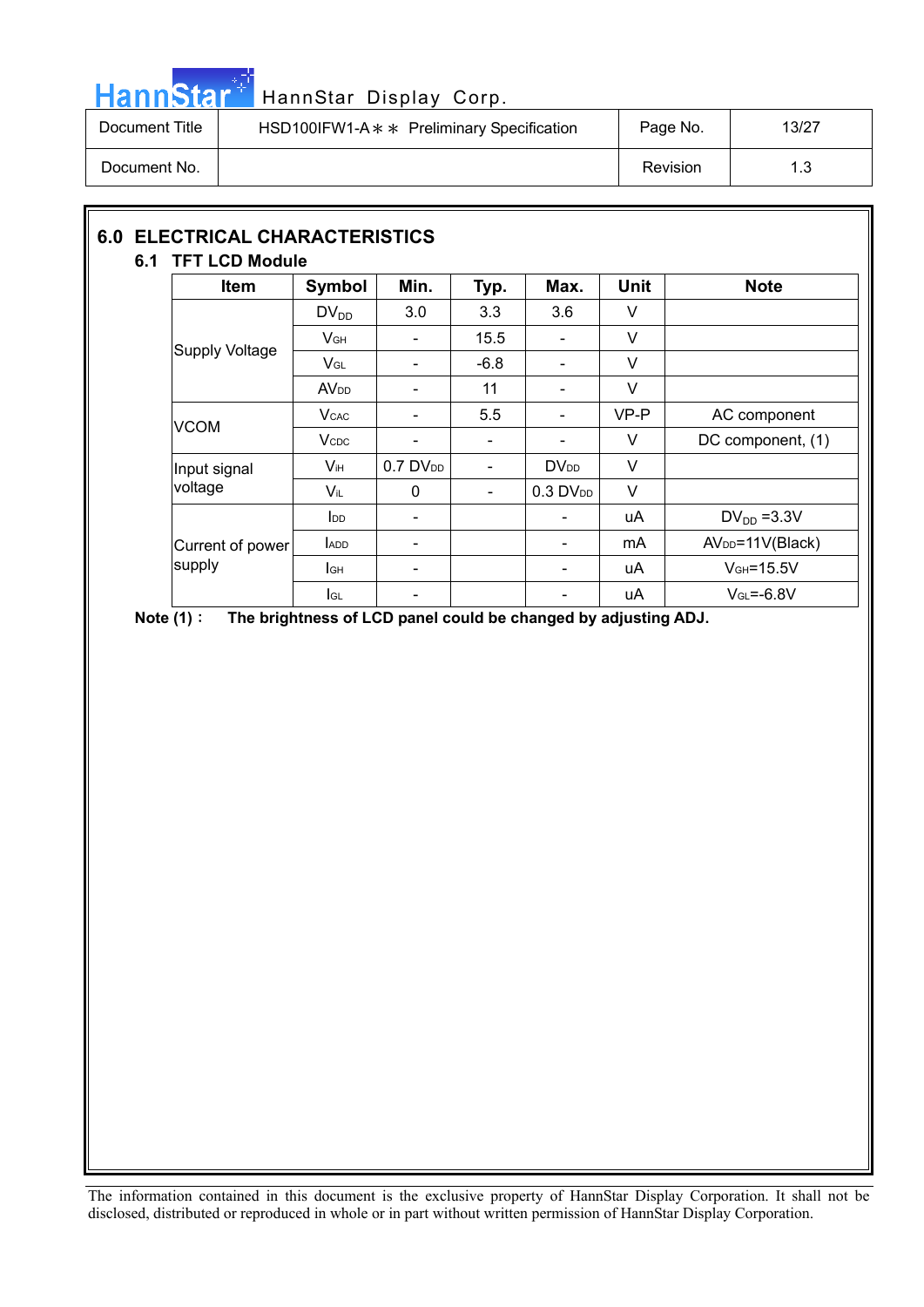## 6.0 ELECTRICAL CHARACTERISTICS

### 6.1 TFT LCD Module

| Item | Symbol | Min. | Typ. | Max. | Unit | Note |
|---|---|---|---|---|---|---|
| Supply Voltage | $DV_{DD}$ | 3.0 | 3.3 | 3.6 | V | |
| | $V_{GH}$ | - | 15.5 | - | V | |
| | $V_{GL}$ | - | -6.8 | - | V | |
| | $AV_{DD}$ | - | 11 | - | V | |
| VCOM | $V_{CAC}$ | - | 5.5 | - | VP-P | AC component |
| | $V_{CDC}$ | - | - | - | V | DC component, (1) |
| Input signal voltage | $V_{IH}$ | 0.7 $DV_{DD}$ | - | $DV_{DD}$ | V | |
| | $V_{IL}$ | 0 | - | 0.3 $DV_{DD}$ | V | |
| Current of power supply | $I_{DD}$ | - | | - | uA | $DV_{DD}$ =3.3V |
| | $I_{ADD}$ | - | | - | mA | $AV_{DD}$=11V(Black) |
| | $I_{GH}$ | - | | - | uA | $V_{GH}$=15.5V |
| | $I_{GL}$ | - | | - | uA | $V_{GL}$=-6.8V |

**Note (1)： The brightness of LCD panel could be changed by adjusting ADJ.**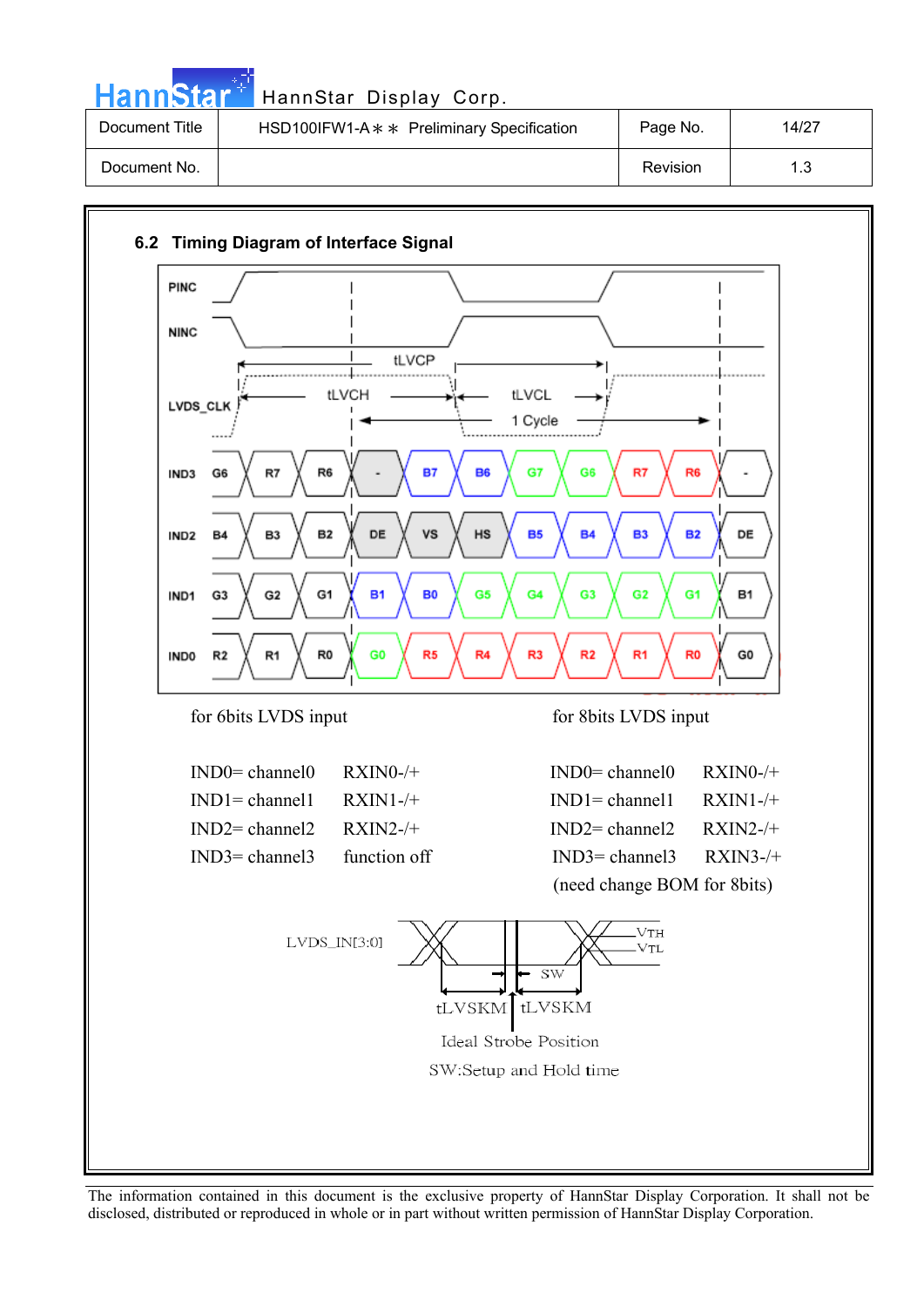## 6.2 Timing Diagram of Interface Signal

PINC

NINC

tLVCP

tLVCH

tLVCL

LVDS_CLK

1 Cycle

| IND3 | G6 | R7 | R6 | - | B7 | B6 | G7 | G6 | R7 | R6 | - |
|---|---|---|---|---|---|---|---|---|---|---|---|
| IND2 | B4 | B3 | B2 | DE | VS | HS | B5 | B4 | B3 | B2 | DE |
| IND1 | G3 | G2 | G1 | B1 | B0 | G5 | G4 | G3 | G2 | G1 | B1 |
| IND0 | R2 | R1 | R0 | G0 | R5 | R4 | R3 | R2 | R1 | R0 | G0 |

| for 6bits LVDS input | | for 8bits LVDS input | |
|---|---|---|---|
| IND0= channel0 | RXIN0-/+ | IND0= channel0 | RXIN0-/+ |
| IND1= channel1 | RXIN1-/+ | IND1= channel1 | RXIN1-/+ |
| IND2= channel2 | RXIN2-/+ | IND2= channel2 | RXIN2-/+ |
| IND3= channel3 | function off | IND3= channel3 | RXIN3-/+ |
| | | (need change BOM for 8bits) | |

LVDS_IN[3:0]

VTH

VTL

SW

tLVSKM tLVSKM

Ideal Strobe Position

SW:Setup and Hold time

The information contained in this document is the exclusive property of HannStar Display Corporation. It shall not be disclosed, distributed or reproduced in whole or in part without written permission of HannStar Display Corporation.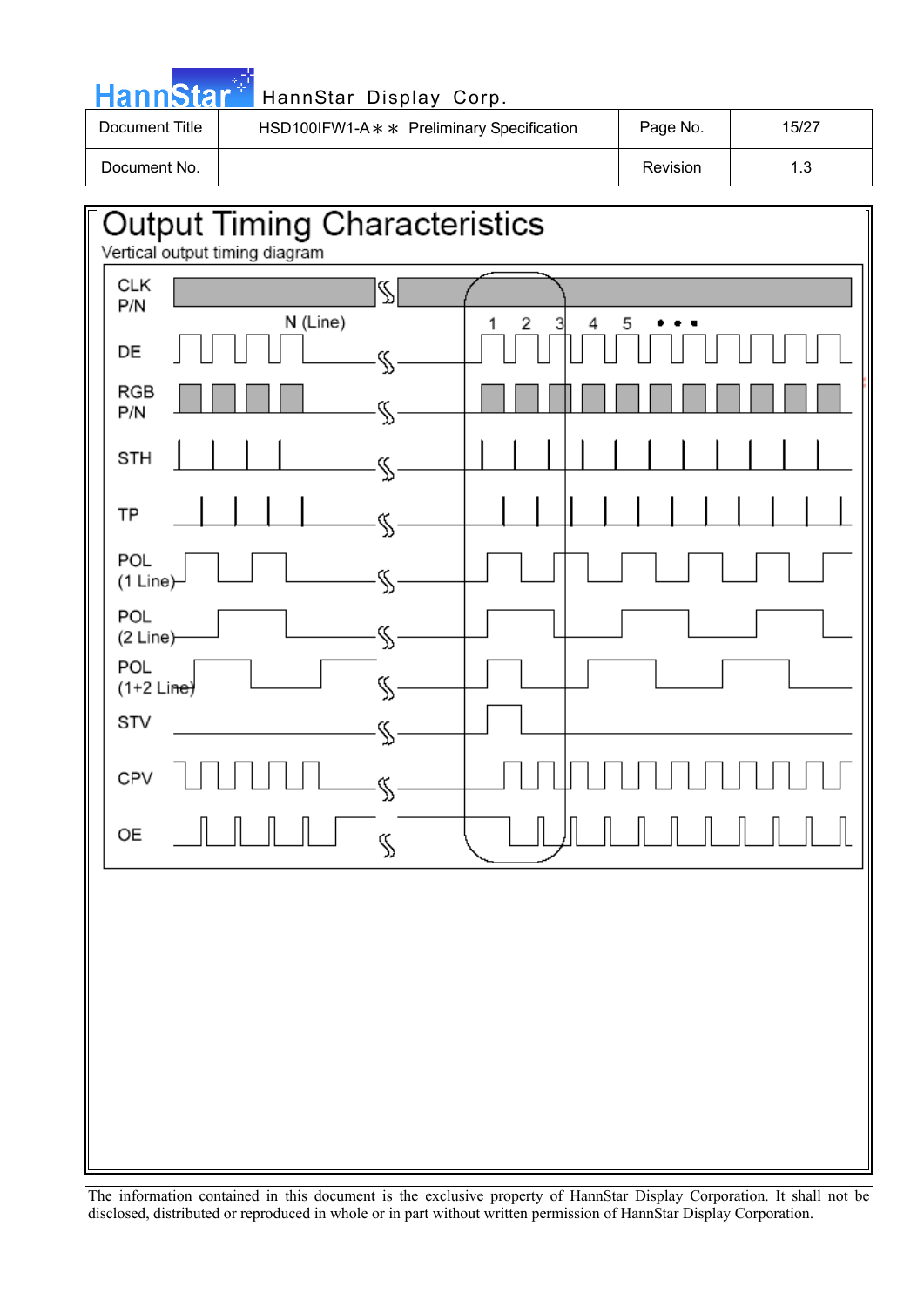# Output Timing Characteristics

Vertical output timing diagram

CLK P/N

N (Line)

1 2 3 4 5 • • •

DE

RGB P/N

STH

TP

POL (1 Line)

POL (2 Line)

POL (1+2 Line)

STV

CPV

OE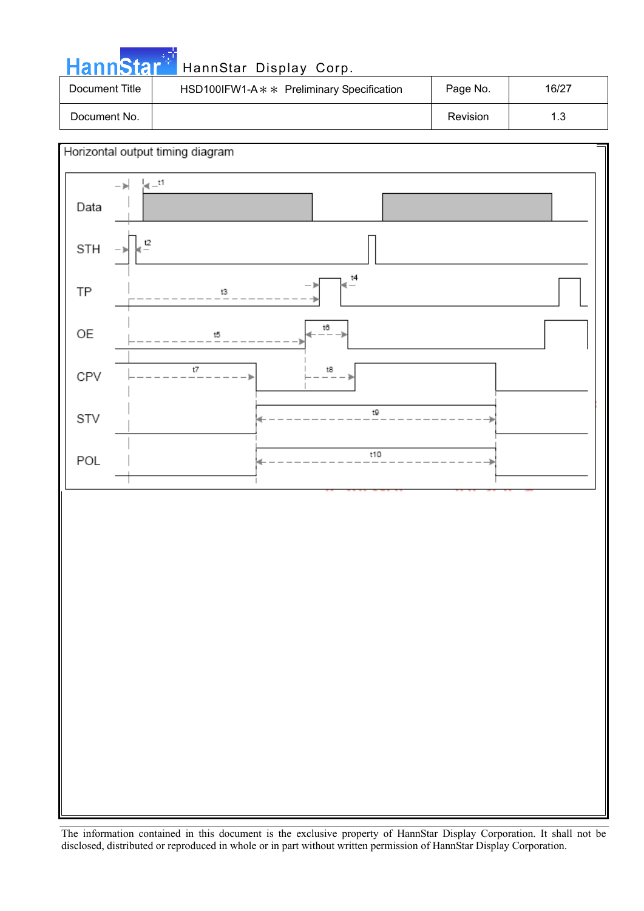Horizontal output timing diagram

Data

STH

TP

OE

CPV

STV

POL

t1

t2

t3

t4

t5

t6

t7

t8

t9

t10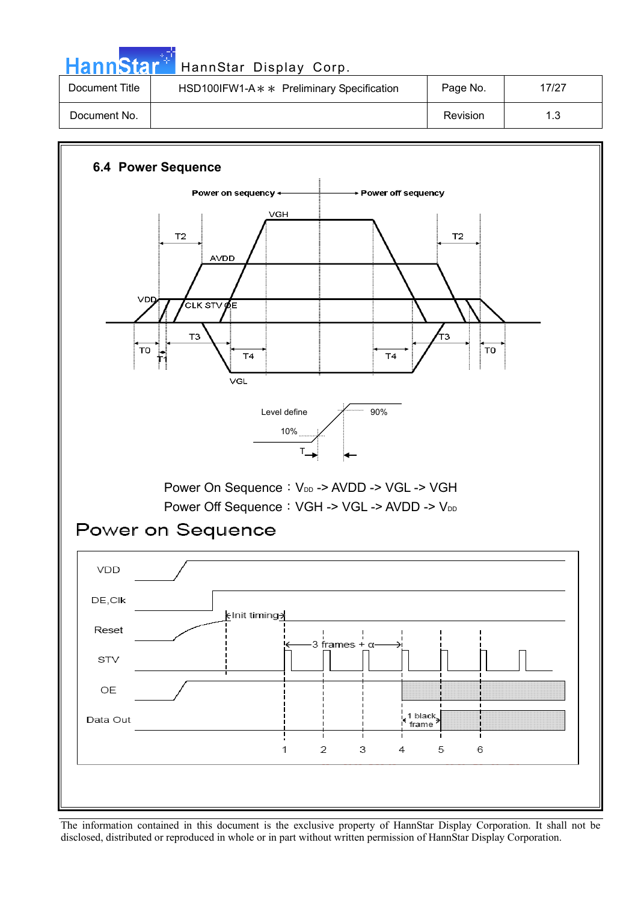### 6.4 Power Sequence

Power on sequency ← → Power off sequency

VGH

T2 T2

AVDD

VDD CLK STV OE

T3 T3

T0 T1 T4 T4 T0

VGL

Level define 90%

10%

T

Power On Sequence : $V_{DD}$ -> AVDD -> VGL -> VGH

Power Off Sequence : VGH -> VGL -> AVDD -> $V_{DD}$

## Power on Sequence

VDD

DE,Clk

Init timing

Reset

3 frames + α

STV

OE

1 black frame

Data Out

1 2 3 4 5 6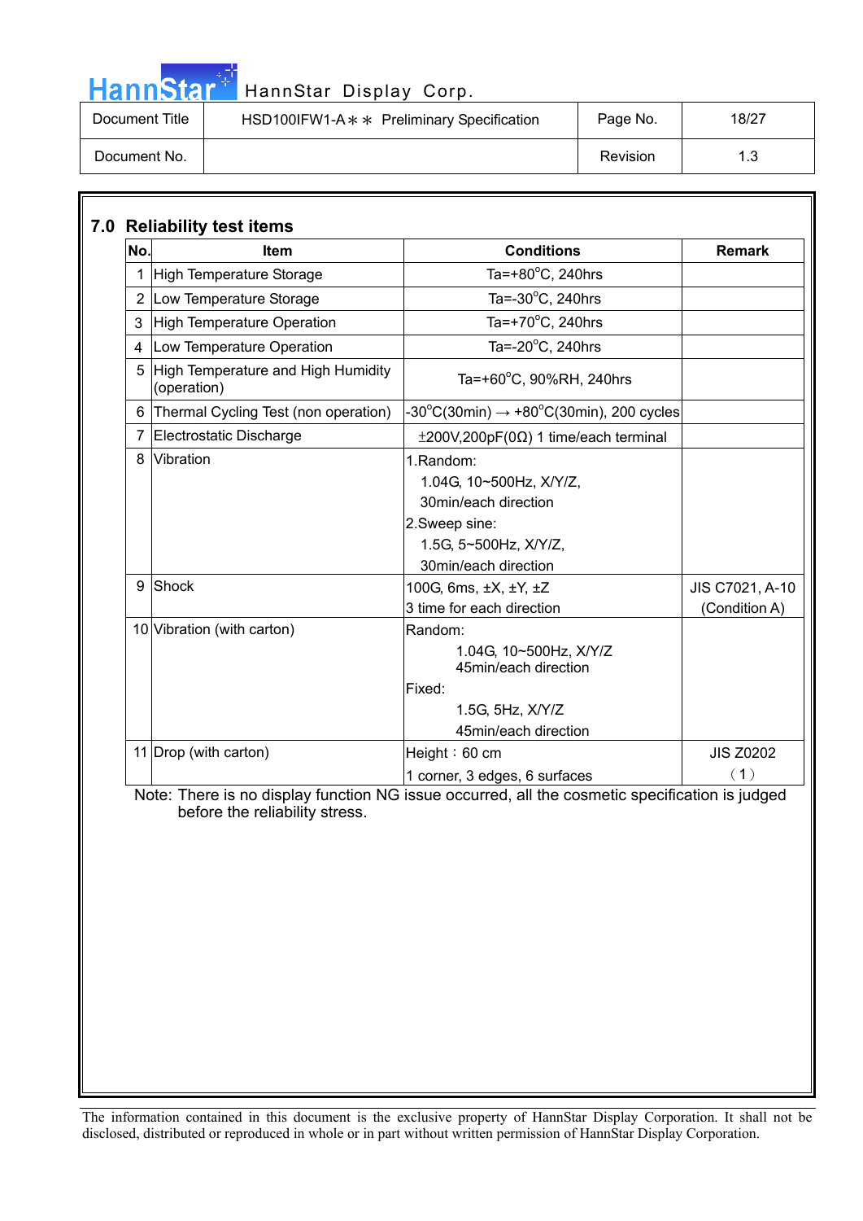## 7.0 Reliability test items

| No. | Item | Conditions | Remark |
|---|---|---|---|
| 1 | High Temperature Storage | Ta=+80°C, 240hrs | |
| 2 | Low Temperature Storage | Ta=-30°C, 240hrs | |
| 3 | High Temperature Operation | Ta=+70°C, 240hrs | |
| 4 | Low Temperature Operation | Ta=-20°C, 240hrs | |
| 5 | High Temperature and High Humidity (operation) | Ta=+60°C, 90%RH, 240hrs | |
| 6 | Thermal Cycling Test (non operation) | -30°C(30min) → +80°C(30min), 200 cycles | |
| 7 | Electrostatic Discharge | ±200V,200pF(0Ω) 1 time/each terminal | |
| 8 | Vibration | 1.Random: 1.04G, 10~500Hz, X/Y/Z, 30min/each direction<br>2.Sweep sine: 1.5G, 5~500Hz, X/Y/Z, 30min/each direction | |
| 9 | Shock | 100G, 6ms, ±X, ±Y, ±Z<br>3 time for each direction | JIS C7021, A-10 (Condition A) |
| 10 | Vibration (with carton) | Random: 1.04G, 10~500Hz, X/Y/Z 45min/each direction<br>Fixed: 1.5G, 5Hz, X/Y/Z 45min/each direction | |
| 11 | Drop (with carton) | Height：60 cm<br>1 corner, 3 edges, 6 surfaces | JIS Z0202（1） |

Note: There is no display function NG issue occurred, all the cosmetic specification is judged before the reliability stress.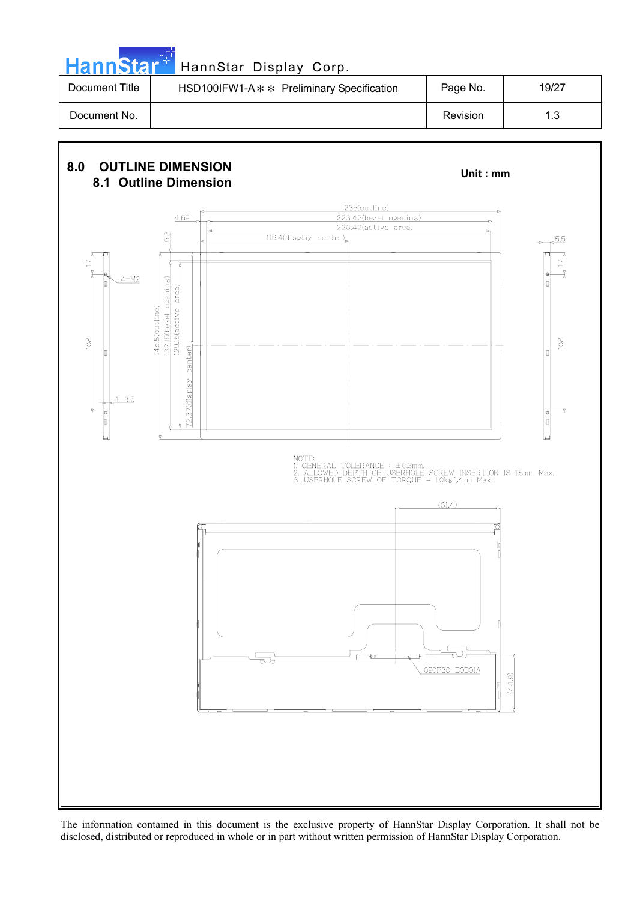| Document Title | HSD100IFW1-A＊＊ Preliminary Specification | Page No. | 19/27 |
|---|---|---|---|
| Document No. | | Revision | 1.3 |

# 8.0 OUTLINE DIMENSION

## 8.1 Outline Dimension

Unit : mm

235(outline)
223.42(bezel opening)
220.42(active area)
116.4(display center)
4.69
6.3
5.5
17
4-M2
108
4-3.5
145.8(outline)
132.15(bezel opening)
129.15(active area)
72.37(display center)

NOTE:
1. GENERAL TOLERANCE : ±0.3mm.
2. ALLOWED DEPTH OF USERHOLE SCREW INSERTION IS 1.5mm Max.
3. USERHOLE SCREW OF TORQUE = 1.0kgf/cm Max.

(81.4)
090F30-B0B01A
(44.8)

The information contained in this document is the exclusive property of HannStar Display Corporation. It shall not be disclosed, distributed or reproduced in whole or in part without written permission of HannStar Display Corporation.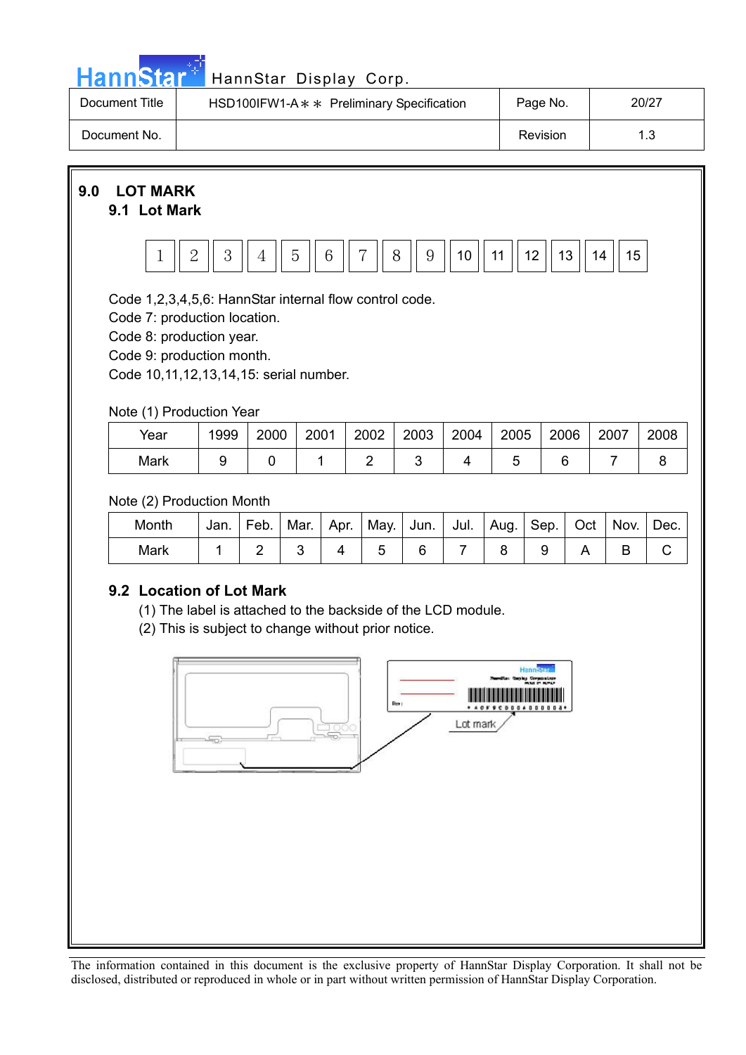## 9.0 LOT MARK

### 9.1 Lot Mark

| 1 | 2 | 3 | 4 | 5 | 6 | 7 | 8 | 9 | 10 | 11 | 12 | 13 | 14 | 15 |
|---|---|---|---|---|---|---|---|---|---|---|---|---|---|---|

Code 1,2,3,4,5,6: HannStar internal flow control code.
Code 7: production location.
Code 8: production year.
Code 9: production month.
Code 10,11,12,13,14,15: serial number.

Note (1) Production Year

| Year | 1999 | 2000 | 2001 | 2002 | 2003 | 2004 | 2005 | 2006 | 2007 | 2008 |
|---|---|---|---|---|---|---|---|---|---|---|
| Mark | 9 | 0 | 1 | 2 | 3 | 4 | 5 | 6 | 7 | 8 |

Note (2) Production Month

| Month | Jan. | Feb. | Mar. | Apr. | May. | Jun. | Jul. | Aug. | Sep. | Oct | Nov. | Dec. |
|---|---|---|---|---|---|---|---|---|---|---|---|---|
| Mark | 1 | 2 | 3 | 4 | 5 | 6 | 7 | 8 | 9 | A | B | C |

### 9.2 Location of Lot Mark

(1) The label is attached to the backside of the LCD module.
(2) This is subject to change without prior notice.

Lot mark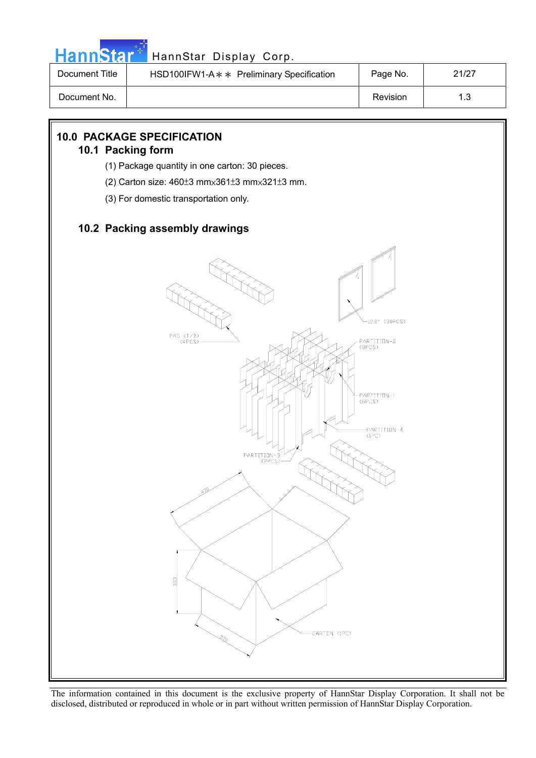## 10.0 PACKAGE SPECIFICATION

### 10.1 Packing form

(1) Package quantity in one carton: 30 pieces.

(2) Carton size: 460±3 mm×361±3 mm×321±3 mm.

(3) For domestic transportation only.

### 10.2 Packing assembly drawings

PAD (T/B) (4PCS)

10.2" (30PCS)

PARTITION-2 (8PCS)

PARTITION-1 (8PCS)

PARTITION-4 (1PC)

PARTITION-3 (2PCS)

470

333

320

CARTON (1PC)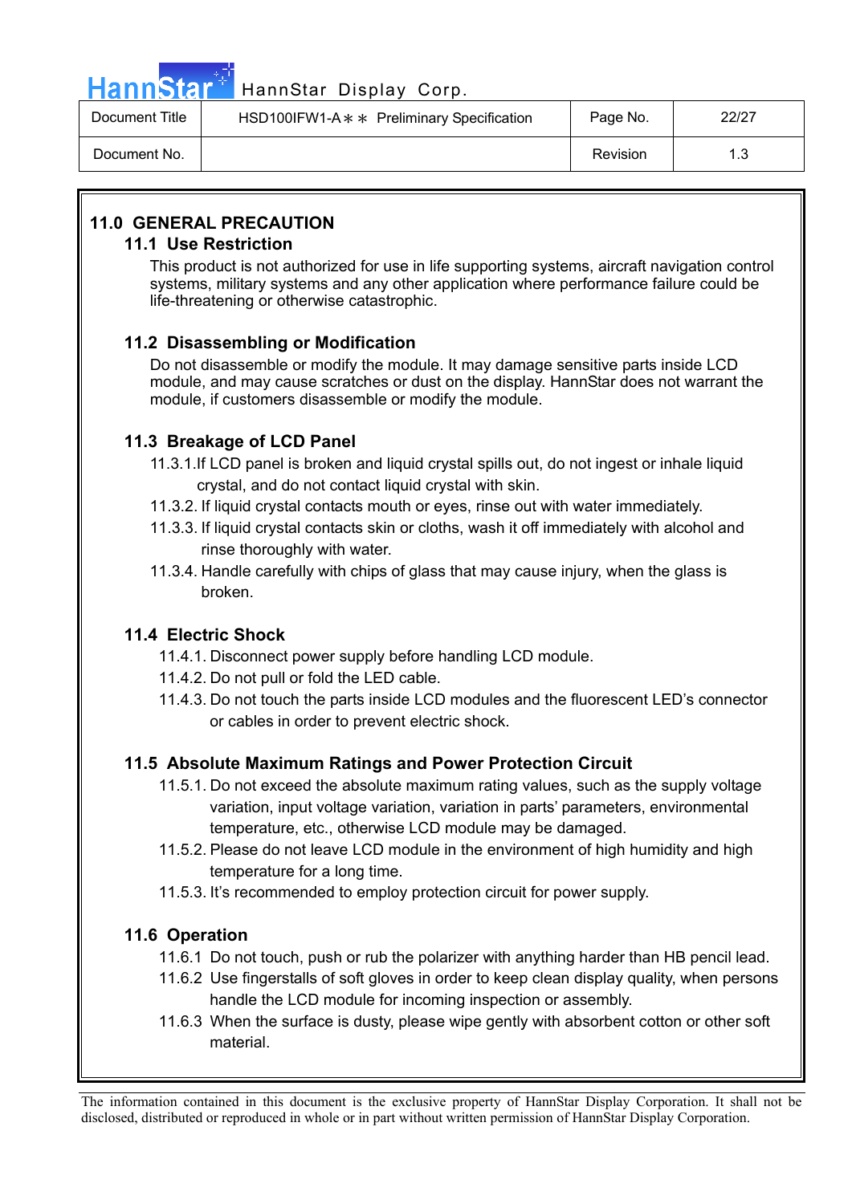## 11.0 GENERAL PRECAUTION

### 11.1 Use Restriction

This product is not authorized for use in life supporting systems, aircraft navigation control systems, military systems and any other application where performance failure could be life-threatening or otherwise catastrophic.

### 11.2 Disassembling or Modification

Do not disassemble or modify the module. It may damage sensitive parts inside LCD module, and may cause scratches or dust on the display. HannStar does not warrant the module, if customers disassemble or modify the module.

### 11.3 Breakage of LCD Panel

11.3.1.If LCD panel is broken and liquid crystal spills out, do not ingest or inhale liquid crystal, and do not contact liquid crystal with skin.

11.3.2. If liquid crystal contacts mouth or eyes, rinse out with water immediately.

11.3.3. If liquid crystal contacts skin or cloths, wash it off immediately with alcohol and rinse thoroughly with water.

11.3.4. Handle carefully with chips of glass that may cause injury, when the glass is broken.

### 11.4 Electric Shock

11.4.1. Disconnect power supply before handling LCD module.

11.4.2. Do not pull or fold the LED cable.

11.4.3. Do not touch the parts inside LCD modules and the fluorescent LED's connector or cables in order to prevent electric shock.

### 11.5 Absolute Maximum Ratings and Power Protection Circuit

11.5.1. Do not exceed the absolute maximum rating values, such as the supply voltage variation, input voltage variation, variation in parts' parameters, environmental temperature, etc., otherwise LCD module may be damaged.

11.5.2. Please do not leave LCD module in the environment of high humidity and high temperature for a long time.

11.5.3. It's recommended to employ protection circuit for power supply.

### 11.6 Operation

11.6.1 Do not touch, push or rub the polarizer with anything harder than HB pencil lead.

11.6.2 Use fingerstalls of soft gloves in order to keep clean display quality, when persons handle the LCD module for incoming inspection or assembly.

11.6.3 When the surface is dusty, please wipe gently with absorbent cotton or other soft material.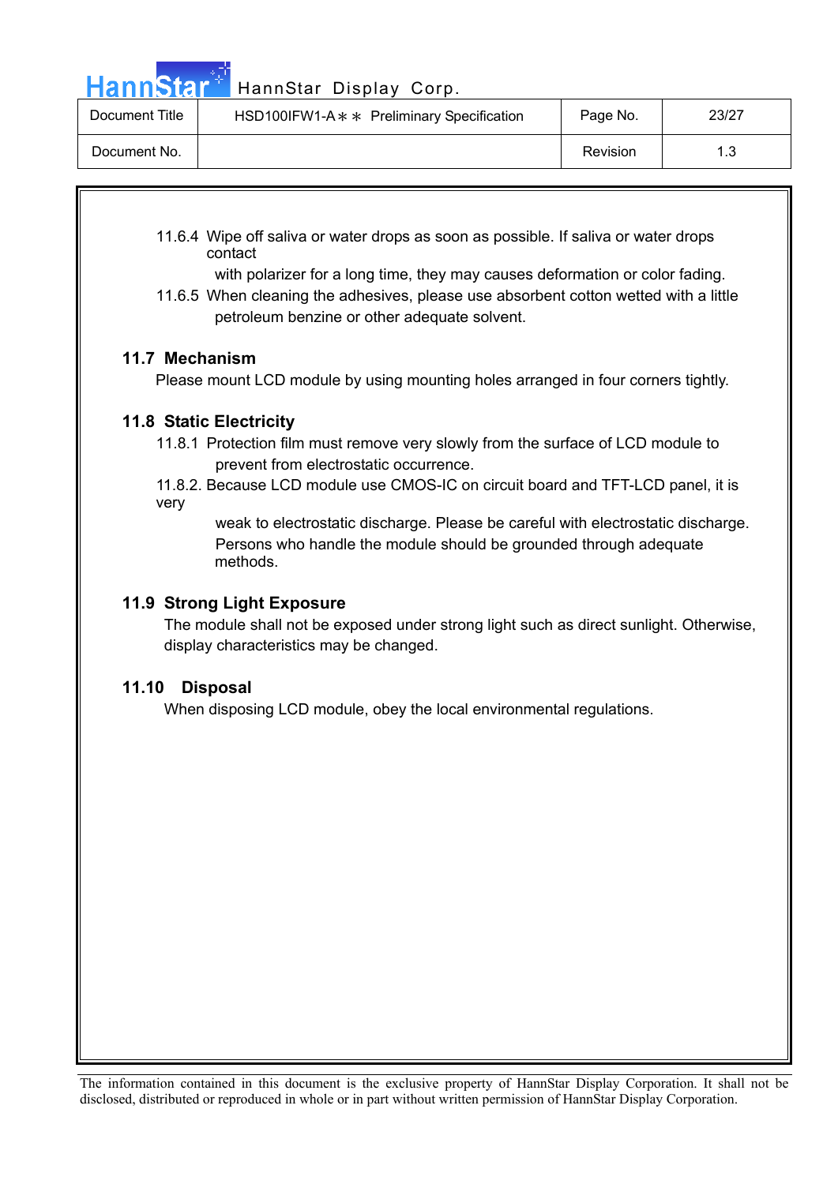11.6.4 Wipe off saliva or water drops as soon as possible. If saliva or water drops contact with polarizer for a long time, they may causes deformation or color fading.

11.6.5 When cleaning the adhesives, please use absorbent cotton wetted with a little petroleum benzine or other adequate solvent.

## 11.7 Mechanism

Please mount LCD module by using mounting holes arranged in four corners tightly.

## 11.8 Static Electricity

11.8.1 Protection film must remove very slowly from the surface of LCD module to prevent from electrostatic occurrence.

11.8.2. Because LCD module use CMOS-IC on circuit board and TFT-LCD panel, it is very weak to electrostatic discharge. Please be careful with electrostatic discharge. Persons who handle the module should be grounded through adequate methods.

## 11.9 Strong Light Exposure

The module shall not be exposed under strong light such as direct sunlight. Otherwise, display characteristics may be changed.

## 11.10 Disposal

When disposing LCD module, obey the local environmental regulations.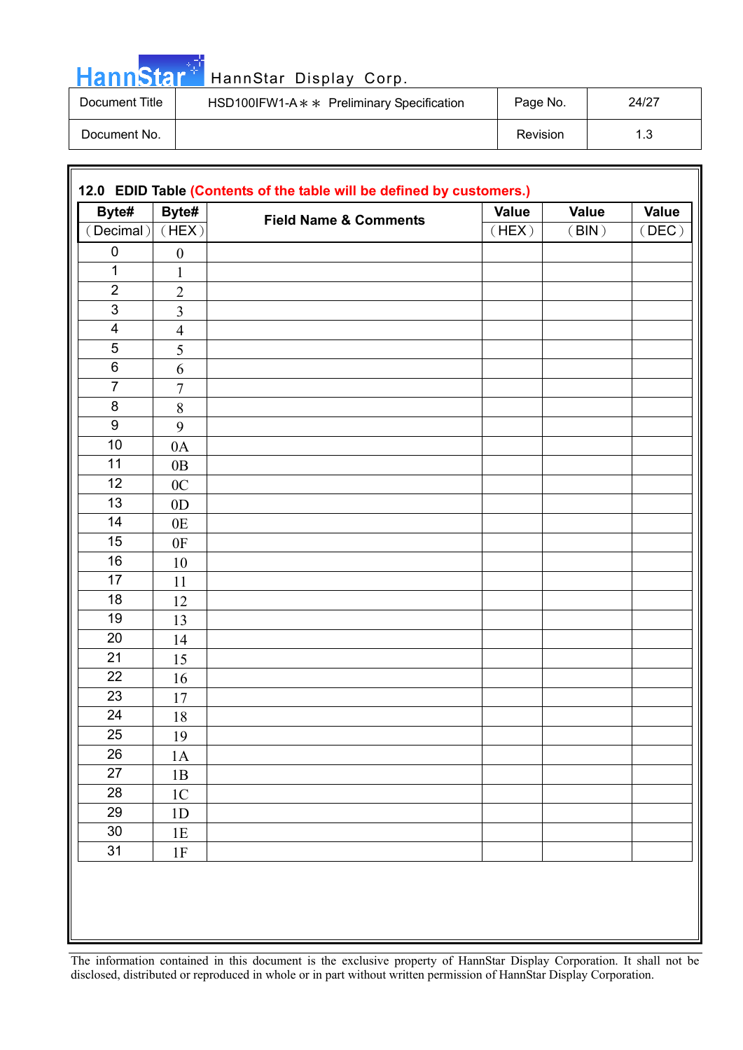## 12.0 EDID Table (Contents of the table will be defined by customers.)

| Byte# (Decimal) | Byte# (HEX) | Field Name & Comments | Value (HEX) | Value (BIN) | Value (DEC) |
|---|---|---|---|---|---|
| 0 | 0 | | | | |
| 1 | 1 | | | | |
| 2 | 2 | | | | |
| 3 | 3 | | | | |
| 4 | 4 | | | | |
| 5 | 5 | | | | |
| 6 | 6 | | | | |
| 7 | 7 | | | | |
| 8 | 8 | | | | |
| 9 | 9 | | | | |
| 10 | 0A | | | | |
| 11 | 0B | | | | |
| 12 | 0C | | | | |
| 13 | 0D | | | | |
| 14 | 0E | | | | |
| 15 | 0F | | | | |
| 16 | 10 | | | | |
| 17 | 11 | | | | |
| 18 | 12 | | | | |
| 19 | 13 | | | | |
| 20 | 14 | | | | |
| 21 | 15 | | | | |
| 22 | 16 | | | | |
| 23 | 17 | | | | |
| 24 | 18 | | | | |
| 25 | 19 | | | | |
| 26 | 1A | | | | |
| 27 | 1B | | | | |
| 28 | 1C | | | | |
| 29 | 1D | | | | |
| 30 | 1E | | | | |
| 31 | 1F | | | | |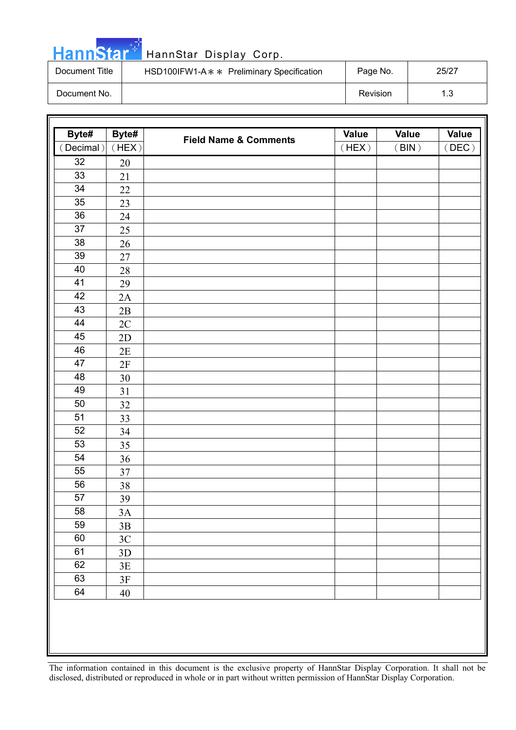| Byte# (Decimal) | Byte# (HEX) | Field Name & Comments | Value (HEX) | Value (BIN) | Value (DEC) |
|---|---|---|---|---|---|
| 32 | 20 | | | | |
| 33 | 21 | | | | |
| 34 | 22 | | | | |
| 35 | 23 | | | | |
| 36 | 24 | | | | |
| 37 | 25 | | | | |
| 38 | 26 | | | | |
| 39 | 27 | | | | |
| 40 | 28 | | | | |
| 41 | 29 | | | | |
| 42 | 2A | | | | |
| 43 | 2B | | | | |
| 44 | 2C | | | | |
| 45 | 2D | | | | |
| 46 | 2E | | | | |
| 47 | 2F | | | | |
| 48 | 30 | | | | |
| 49 | 31 | | | | |
| 50 | 32 | | | | |
| 51 | 33 | | | | |
| 52 | 34 | | | | |
| 53 | 35 | | | | |
| 54 | 36 | | | | |
| 55 | 37 | | | | |
| 56 | 38 | | | | |
| 57 | 39 | | | | |
| 58 | 3A | | | | |
| 59 | 3B | | | | |
| 60 | 3C | | | | |
| 61 | 3D | | | | |
| 62 | 3E | | | | |
| 63 | 3F | | | | |
| 64 | 40 | | | | |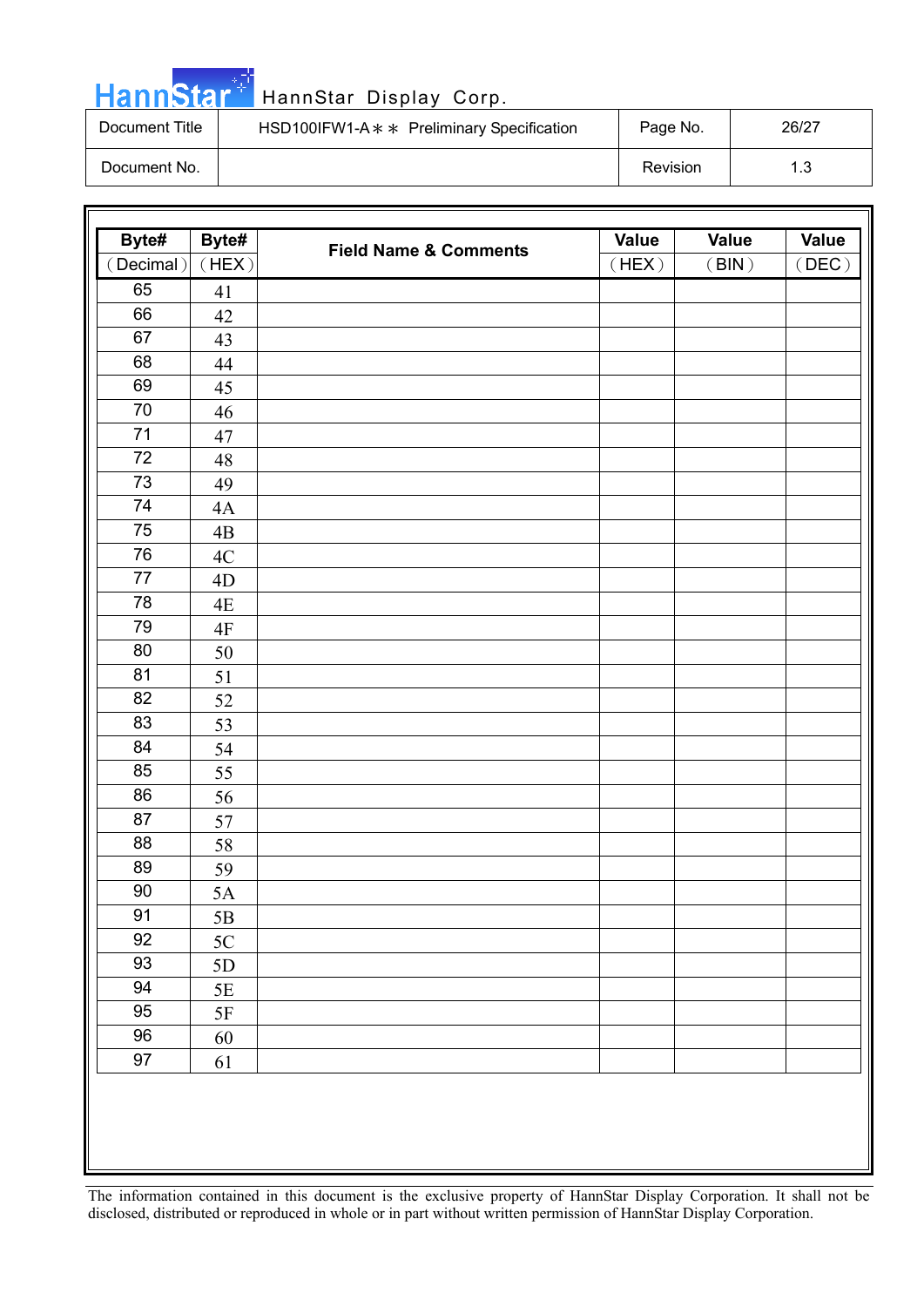| Byte# (Decimal) | Byte# (HEX) | Field Name & Comments | Value (HEX) | Value (BIN) | Value (DEC) |
|---|---|---|---|---|---|
| 65 | 41 | | | | |
| 66 | 42 | | | | |
| 67 | 43 | | | | |
| 68 | 44 | | | | |
| 69 | 45 | | | | |
| 70 | 46 | | | | |
| 71 | 47 | | | | |
| 72 | 48 | | | | |
| 73 | 49 | | | | |
| 74 | 4A | | | | |
| 75 | 4B | | | | |
| 76 | 4C | | | | |
| 77 | 4D | | | | |
| 78 | 4E | | | | |
| 79 | 4F | | | | |
| 80 | 50 | | | | |
| 81 | 51 | | | | |
| 82 | 52 | | | | |
| 83 | 53 | | | | |
| 84 | 54 | | | | |
| 85 | 55 | | | | |
| 86 | 56 | | | | |
| 87 | 57 | | | | |
| 88 | 58 | | | | |
| 89 | 59 | | | | |
| 90 | 5A | | | | |
| 91 | 5B | | | | |
| 92 | 5C | | | | |
| 93 | 5D | | | | |
| 94 | 5E | | | | |
| 95 | 5F | | | | |
| 96 | 60 | | | | |
| 97 | 61 | | | | |

The information contained in this document is the exclusive property of HannStar Display Corporation. It shall not be disclosed, distributed or reproduced in whole or in part without written permission of HannStar Display Corporation.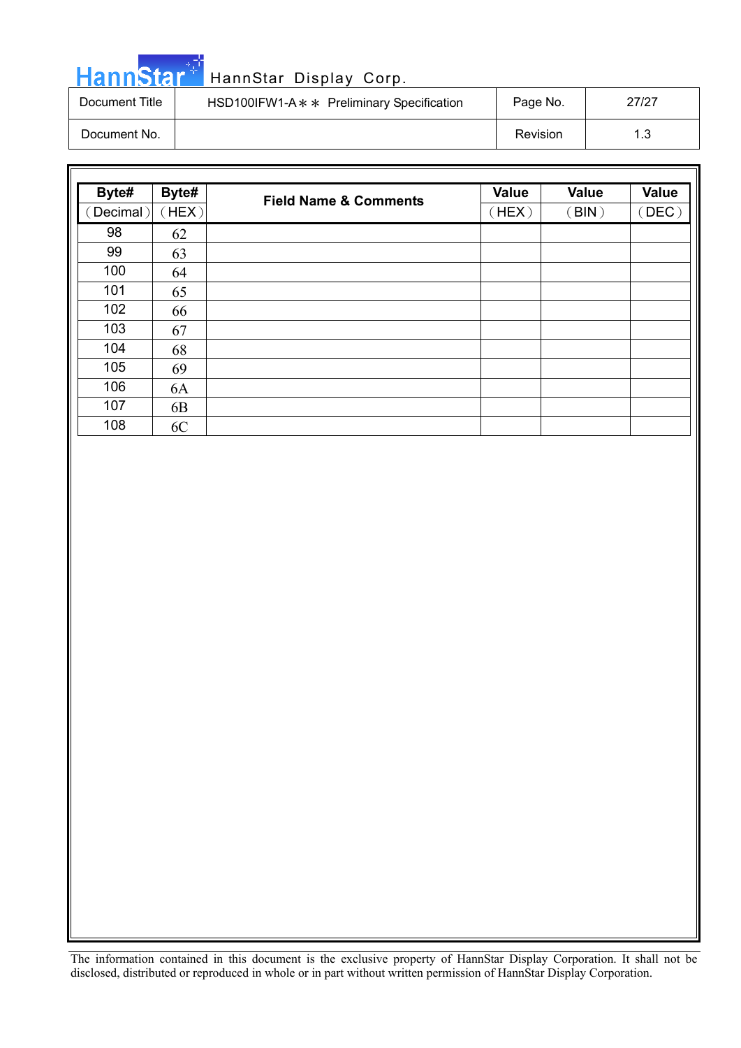| Byte# (Decimal) | Byte# (HEX) | Field Name & Comments | Value (HEX) | Value (BIN) | Value (DEC) |
|---|---|---|---|---|---|
| 98 | 62 | | | | |
| 99 | 63 | | | | |
| 100 | 64 | | | | |
| 101 | 65 | | | | |
| 102 | 66 | | | | |
| 103 | 67 | | | | |
| 104 | 68 | | | | |
| 105 | 69 | | | | |
| 106 | 6A | | | | |
| 107 | 6B | | | | |
| 108 | 6C | | | | |